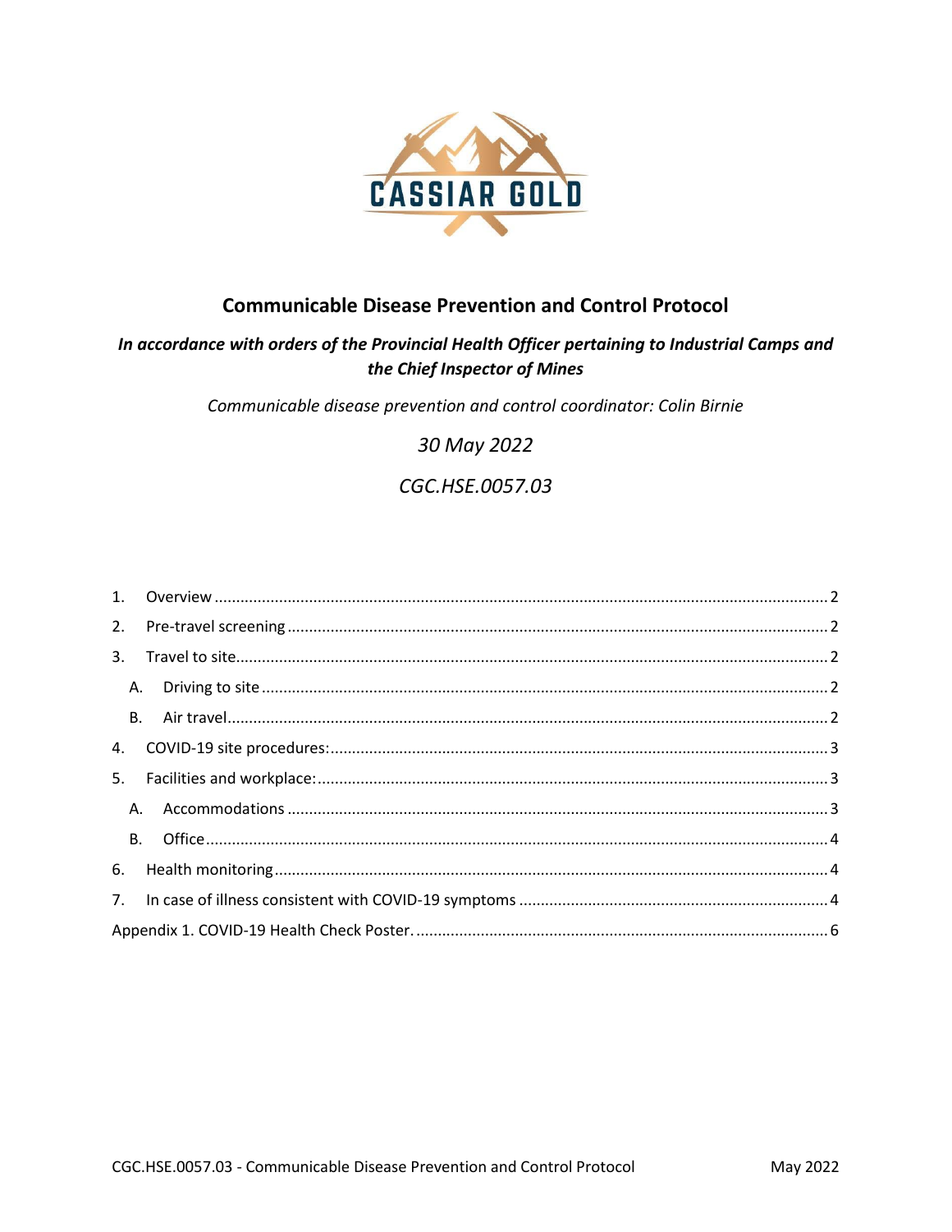CASSIAR GOLD

# Communicable Disease Prevention and Control Protocol

***In accordance with orders of the Provincial Health Officer pertaining to Industrial Camps and the Chief Inspector of Mines***

*Communicable disease prevention and control coordinator: Colin Birnie*

*30 May 2022*

*CGC.HSE.0057.03*

1. Overview ........ 2
2. Pre-travel screening ........ 2
3. Travel to site ........ 2
   - A. Driving to site ........ 2
   - B. Air travel ........ 2
4. COVID-19 site procedures: ........ 3
5. Facilities and workplace: ........ 3
   - A. Accommodations ........ 3
   - B. Office ........ 4
6. Health monitoring ........ 4
7. In case of illness consistent with COVID-19 symptoms ........ 4

Appendix 1. COVID-19 Health Check Poster. ........ 6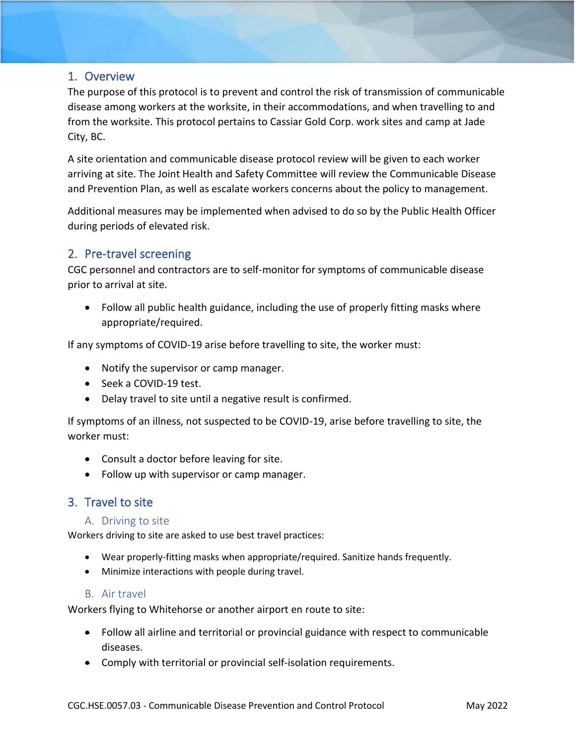## 1. Overview

The purpose of this protocol is to prevent and control the risk of transmission of communicable disease among workers at the worksite, in their accommodations, and when travelling to and from the worksite. This protocol pertains to Cassiar Gold Corp. work sites and camp at Jade City, BC.

A site orientation and communicable disease protocol review will be given to each worker arriving at site. The Joint Health and Safety Committee will review the Communicable Disease and Prevention Plan, as well as escalate workers concerns about the policy to management.

Additional measures may be implemented when advised to do so by the Public Health Officer during periods of elevated risk.

## 2. Pre-travel screening

CGC personnel and contractors are to self-monitor for symptoms of communicable disease prior to arrival at site.

- Follow all public health guidance, including the use of properly fitting masks where appropriate/required.

If any symptoms of COVID-19 arise before travelling to site, the worker must:

- Notify the supervisor or camp manager.
- Seek a COVID-19 test.
- Delay travel to site until a negative result is confirmed.

If symptoms of an illness, not suspected to be COVID-19, arise before travelling to site, the worker must:

- Consult a doctor before leaving for site.
- Follow up with supervisor or camp manager.

## 3. Travel to site

### A. Driving to site

Workers driving to site are asked to use best travel practices:

- Wear properly-fitting masks when appropriate/required. Sanitize hands frequently.
- Minimize interactions with people during travel.

### B. Air travel

Workers flying to Whitehorse or another airport en route to site:

- Follow all airline and territorial or provincial guidance with respect to communicable diseases.
- Comply with territorial or provincial self-isolation requirements.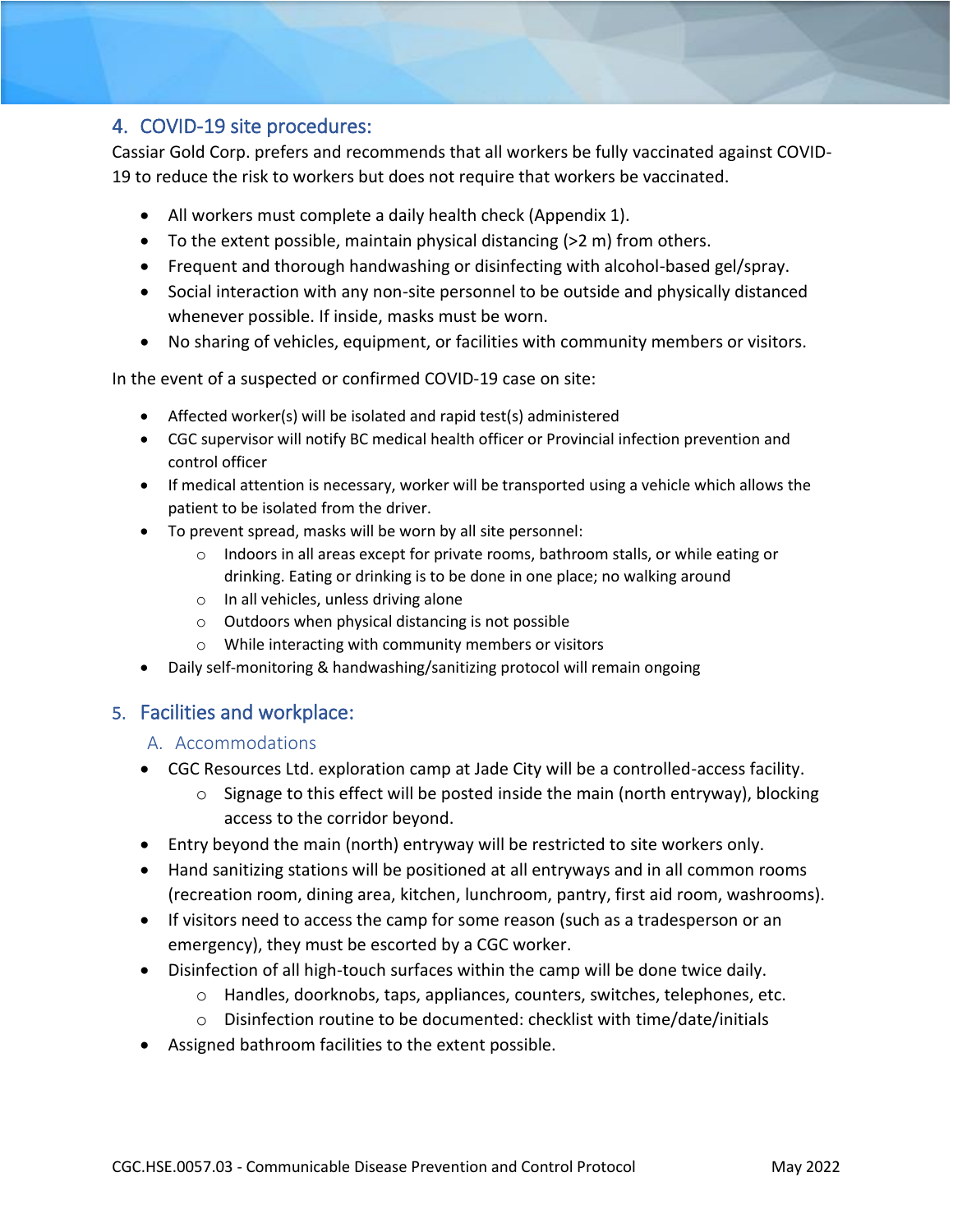## 4. COVID-19 site procedures:

Cassiar Gold Corp. prefers and recommends that all workers be fully vaccinated against COVID-19 to reduce the risk to workers but does not require that workers be vaccinated.

- All workers must complete a daily health check (Appendix 1).
- To the extent possible, maintain physical distancing (>2 m) from others.
- Frequent and thorough handwashing or disinfecting with alcohol-based gel/spray.
- Social interaction with any non-site personnel to be outside and physically distanced whenever possible. If inside, masks must be worn.
- No sharing of vehicles, equipment, or facilities with community members or visitors.

In the event of a suspected or confirmed COVID-19 case on site:

- Affected worker(s) will be isolated and rapid test(s) administered
- CGC supervisor will notify BC medical health officer or Provincial infection prevention and control officer
- If medical attention is necessary, worker will be transported using a vehicle which allows the patient to be isolated from the driver.
- To prevent spread, masks will be worn by all site personnel:
    - Indoors in all areas except for private rooms, bathroom stalls, or while eating or drinking. Eating or drinking is to be done in one place; no walking around
    - In all vehicles, unless driving alone
    - Outdoors when physical distancing is not possible
    - While interacting with community members or visitors
- Daily self-monitoring & handwashing/sanitizing protocol will remain ongoing

## 5. Facilities and workplace:

### A. Accommodations

- CGC Resources Ltd. exploration camp at Jade City will be a controlled-access facility.
    - Signage to this effect will be posted inside the main (north entryway), blocking access to the corridor beyond.
- Entry beyond the main (north) entryway will be restricted to site workers only.
- Hand sanitizing stations will be positioned at all entryways and in all common rooms (recreation room, dining area, kitchen, lunchroom, pantry, first aid room, washrooms).
- If visitors need to access the camp for some reason (such as a tradesperson or an emergency), they must be escorted by a CGC worker.
- Disinfection of all high-touch surfaces within the camp will be done twice daily.
    - Handles, doorknobs, taps, appliances, counters, switches, telephones, etc.
    - Disinfection routine to be documented: checklist with time/date/initials
- Assigned bathroom facilities to the extent possible.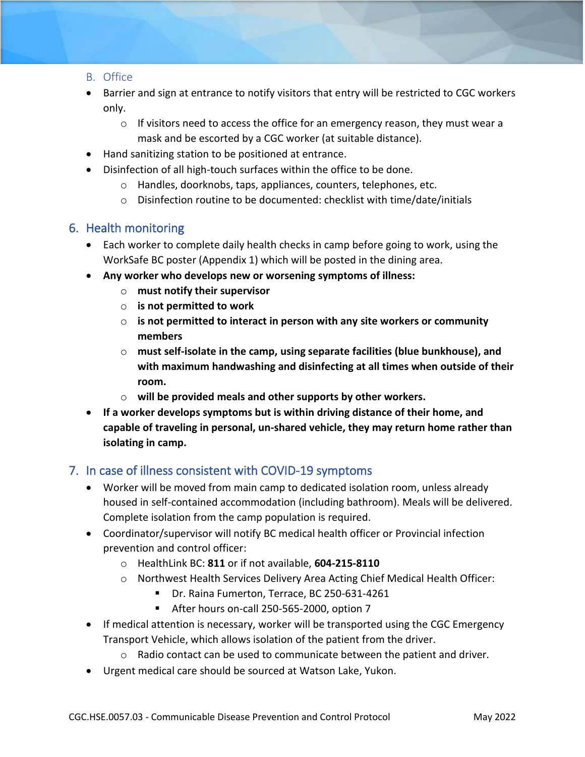### B. Office

- Barrier and sign at entrance to notify visitors that entry will be restricted to CGC workers only.
    - If visitors need to access the office for an emergency reason, they must wear a mask and be escorted by a CGC worker (at suitable distance).
- Hand sanitizing station to be positioned at entrance.
- Disinfection of all high-touch surfaces within the office to be done.
    - Handles, doorknobs, taps, appliances, counters, telephones, etc.
    - Disinfection routine to be documented: checklist with time/date/initials

## 6. Health monitoring

- Each worker to complete daily health checks in camp before going to work, using the WorkSafe BC poster (Appendix 1) which will be posted in the dining area.
- **Any worker who develops new or worsening symptoms of illness:**
    - **must notify their supervisor**
    - **is not permitted to work**
    - **is not permitted to interact in person with any site workers or community members**
    - **must self-isolate in the camp, using separate facilities (blue bunkhouse), and with maximum handwashing and disinfecting at all times when outside of their room.**
    - **will be provided meals and other supports by other workers.**
- **If a worker develops symptoms but is within driving distance of their home, and capable of traveling in personal, un-shared vehicle, they may return home rather than isolating in camp.**

## 7. In case of illness consistent with COVID-19 symptoms

- Worker will be moved from main camp to dedicated isolation room, unless already housed in self-contained accommodation (including bathroom). Meals will be delivered. Complete isolation from the camp population is required.
- Coordinator/supervisor will notify BC medical health officer or Provincial infection prevention and control officer:
    - HealthLink BC: **811** or if not available, **604-215-8110**
    - Northwest Health Services Delivery Area Acting Chief Medical Health Officer:
        - Dr. Raina Fumerton, Terrace, BC 250-631-4261
        - After hours on-call 250-565-2000, option 7
- If medical attention is necessary, worker will be transported using the CGC Emergency Transport Vehicle, which allows isolation of the patient from the driver.
    - Radio contact can be used to communicate between the patient and driver.
- Urgent medical care should be sourced at Watson Lake, Yukon.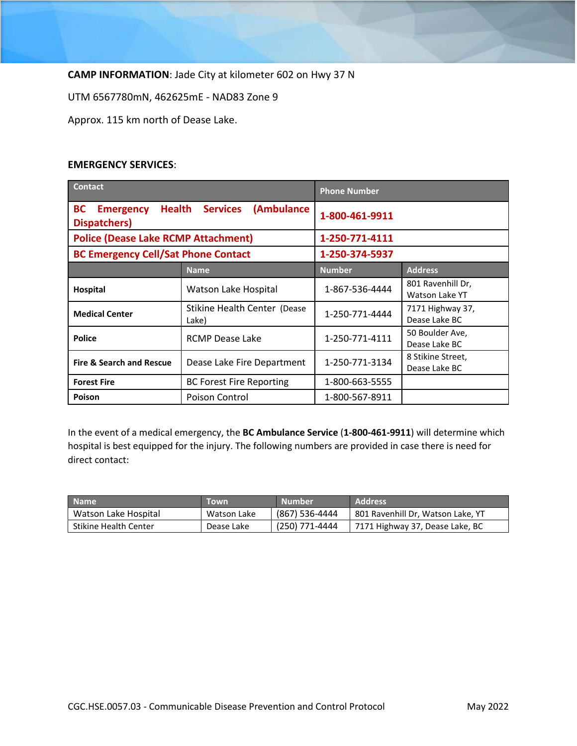**CAMP INFORMATION**: Jade City at kilometer 602 on Hwy 37 N

UTM 6567780mN, 462625mE - NAD83 Zone 9

Approx. 115 km north of Dease Lake.

**EMERGENCY SERVICES**:

| Contact | | Phone Number | |
|---|---|---|---|
| **BC Emergency Health Services (Ambulance Dispatchers)** | | **1-800-461-9911** | |
| **Police (Dease Lake RCMP Attachment)** | | **1-250-771-4111** | |
| **BC Emergency Cell/Sat Phone Contact** | | **1-250-374-5937** | |
| | **Name** | **Number** | **Address** |
| **Hospital** | Watson Lake Hospital | 1-867-536-4444 | 801 Ravenhill Dr, Watson Lake YT |
| **Medical Center** | Stikine Health Center (Dease Lake) | 1-250-771-4444 | 7171 Highway 37, Dease Lake BC |
| **Police** | RCMP Dease Lake | 1-250-771-4111 | 50 Boulder Ave, Dease Lake BC |
| **Fire & Search and Rescue** | Dease Lake Fire Department | 1-250-771-3134 | 8 Stikine Street, Dease Lake BC |
| **Forest Fire** | BC Forest Fire Reporting | 1-800-663-5555 | |
| **Poison** | Poison Control | 1-800-567-8911 | |

In the event of a medical emergency, the **BC Ambulance Service** (**1-800-461-9911**) will determine which hospital is best equipped for the injury. The following numbers are provided in case there is need for direct contact:

| Name | Town | Number | Address |
|---|---|---|---|
| Watson Lake Hospital | Watson Lake | (867) 536-4444 | 801 Ravenhill Dr, Watson Lake, YT |
| Stikine Health Center | Dease Lake | (250) 771-4444 | 7171 Highway 37, Dease Lake, BC |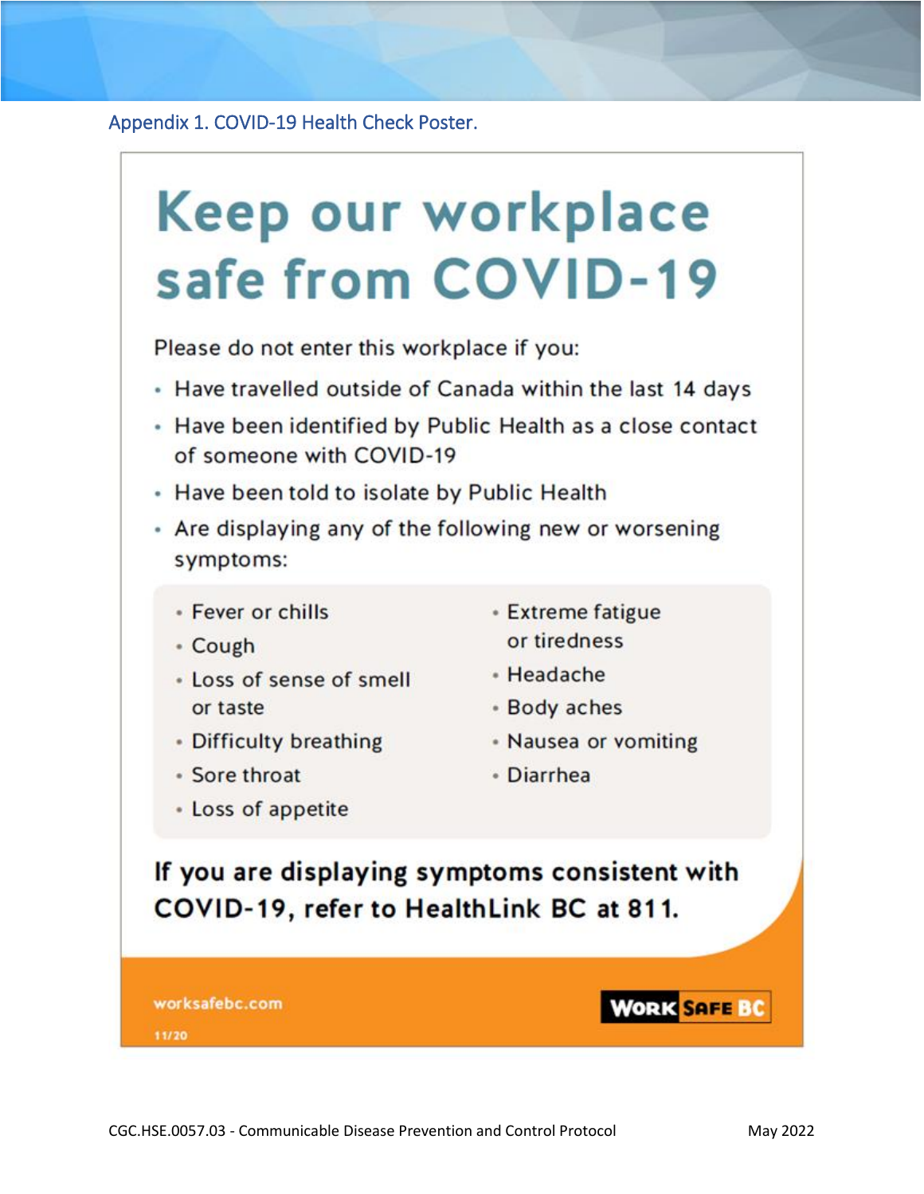Appendix 1. COVID-19 Health Check Poster.

# Keep our workplace safe from COVID-19

Please do not enter this workplace if you:

- Have travelled outside of Canada within the last 14 days
- Have been identified by Public Health as a close contact of someone with COVID-19
- Have been told to isolate by Public Health
- Are displaying any of the following new or worsening symptoms:

  - Fever or chills
  - Cough
  - Loss of sense of smell or taste
  - Difficulty breathing
  - Sore throat
  - Loss of appetite
  - Extreme fatigue or tiredness
  - Headache
  - Body aches
  - Nausea or vomiting
  - Diarrhea

**If you are displaying symptoms consistent with COVID-19, refer to HealthLink BC at 811.**

worksafebc.com

11/20

WorkSafeBC